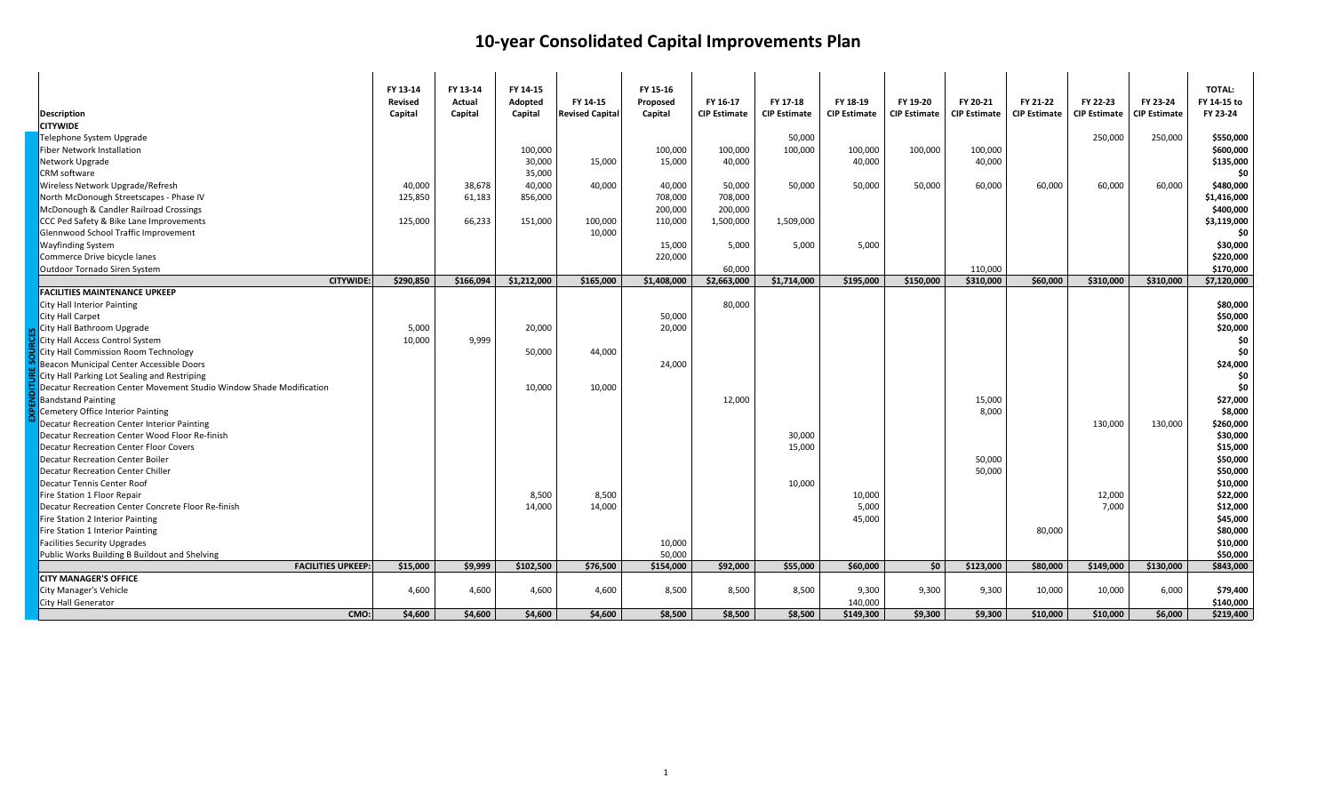# 10-year Consolidated Capital Improvements Plan

| Description | FY 13-14 Revised Capital | FY 13-14 Actual Capital | FY 14-15 Adopted Capital | FY 14-15 Revised Capital | FY 15-16 Proposed Capital | FY 16-17 CIP Estimate | FY 17-18 CIP Estimate | FY 18-19 CIP Estimate | FY 19-20 CIP Estimate | FY 20-21 CIP Estimate | FY 21-22 CIP Estimate | FY 22-23 CIP Estimate | FY 23-24 CIP Estimate | TOTAL: FY 14-15 to FY 23-24 |
|---|---|---|---|---|---|---|---|---|---|---|---|---|---|---|
| **CITYWIDE** | | | | | | | | | | | | | | |
| Telephone System Upgrade | | | | | | | 50,000 | | | | | 250,000 | 250,000 | $550,000 |
| Fiber Network Installation | | | 100,000 | | 100,000 | 100,000 | 100,000 | 100,000 | 100,000 | 100,000 | | | | $600,000 |
| Network Upgrade | | | 30,000 | 15,000 | 15,000 | 40,000 | | 40,000 | | 40,000 | | | | $135,000 |
| CRM software | | | 35,000 | | | | | | | | | | | $0 |
| Wireless Network Upgrade/Refresh | 40,000 | 38,678 | 40,000 | 40,000 | 40,000 | 50,000 | 50,000 | 50,000 | 50,000 | 60,000 | 60,000 | 60,000 | 60,000 | $480,000 |
| North McDonough Streetscapes - Phase IV | 125,850 | 61,183 | 856,000 | | 708,000 | 708,000 | | | | | | | | $1,416,000 |
| McDonough & Candler Railroad Crossings | | | | | 200,000 | 200,000 | | | | | | | | $400,000 |
| CCC Ped Safety & Bike Lane Improvements | 125,000 | 66,233 | 151,000 | 100,000 | 110,000 | 1,500,000 | 1,509,000 | | | | | | | $3,119,000 |
| Glennwood School Traffic Improvement | | | | 10,000 | | | | | | | | | | $0 |
| Wayfinding System | | | | | 15,000 | 5,000 | 5,000 | 5,000 | | | | | | $30,000 |
| Commerce Drive bicycle lanes | | | | | 220,000 | | | | | | | | | $220,000 |
| Outdoor Tornado Siren System | | | | | | 60,000 | | | | 110,000 | | | | $170,000 |
| **CITYWIDE:** | **$290,850** | **$166,094** | **$1,212,000** | **$165,000** | **$1,408,000** | **$2,663,000** | **$1,714,000** | **$195,000** | **$150,000** | **$310,000** | **$60,000** | **$310,000** | **$310,000** | **$7,120,000** |
| **FACILITIES MAINTENANCE UPKEEP** | | | | | | | | | | | | | | |
| City Hall Interior Painting | | | | | | 80,000 | | | | | | | | $80,000 |
| City Hall Carpet | | | | | 50,000 | | | | | | | | | $50,000 |
| City Hall Bathroom Upgrade | 5,000 | | 20,000 | | 20,000 | | | | | | | | | $20,000 |
| City Hall Access Control System | 10,000 | 9,999 | | | | | | | | | | | | $0 |
| City Hall Commission Room Technology | | | 50,000 | 44,000 | | | | | | | | | | $0 |
| Beacon Municipal Center Accessible Doors | | | | | 24,000 | | | | | | | | | $24,000 |
| City Hall Parking Lot Sealing and Restriping | | | | | | | | | | | | | | $0 |
| Decatur Recreation Center Movement Studio Window Shade Modification | | | 10,000 | 10,000 | | | | | | | | | | $0 |
| Bandstand Painting | | | | | | 12,000 | | | | 15,000 | | | | $27,000 |
| Cemetery Office Interior Painting | | | | | | | | | | 8,000 | | | | $8,000 |
| Decatur Recreation Center Interior Painting | | | | | | | | | | | | 130,000 | 130,000 | $260,000 |
| Decatur Recreation Center Wood Floor Re-finish | | | | | | | 30,000 | | | | | | | $30,000 |
| Decatur Recreation Center Floor Covers | | | | | | | 15,000 | | | | | | | $15,000 |
| Decatur Recreation Center Boiler | | | | | | | | | | 50,000 | | | | $50,000 |
| Decatur Recreation Center Chiller | | | | | | | | | | 50,000 | | | | $50,000 |
| Decatur Tennis Center Roof | | | | | | | 10,000 | | | | | | | $10,000 |
| Fire Station 1 Floor Repair | | | 8,500 | 8,500 | | | | 10,000 | | | | 12,000 | | $22,000 |
| Decatur Recreation Center Concrete Floor Re-finish | | | 14,000 | 14,000 | | | | 5,000 | | | | 7,000 | | $12,000 |
| Fire Station 2 Interior Painting | | | | | | | | 45,000 | | | | | | $45,000 |
| Fire Station 1 Interior Painting | | | | | | | | | | | 80,000 | | | $80,000 |
| Facilities Security Upgrades | | | | | 10,000 | | | | | | | | | $10,000 |
| Public Works Building B Buildout and Shelving | | | | | 50,000 | | | | | | | | | $50,000 |
| **FACILITIES UPKEEP:** | **$15,000** | **$9,999** | **$102,500** | **$76,500** | **$154,000** | **$92,000** | **$55,000** | **$60,000** | **$0** | **$123,000** | **$80,000** | **$149,000** | **$130,000** | **$843,000** |
| **CITY MANAGER'S OFFICE** | | | | | | | | | | | | | | |
| City Manager's Vehicle | 4,600 | 4,600 | 4,600 | 4,600 | 8,500 | 8,500 | 8,500 | 9,300 | 9,300 | 9,300 | 10,000 | 10,000 | 6,000 | $79,400 |
| City Hall Generator | | | | | | | | 140,000 | | | | | | $140,000 |
| **CMO:** | **$4,600** | **$4,600** | **$4,600** | **$4,600** | **$8,500** | **$8,500** | **$8,500** | **$149,300** | **$9,300** | **$9,300** | **$10,000** | **$10,000** | **$6,000** | **$219,400** |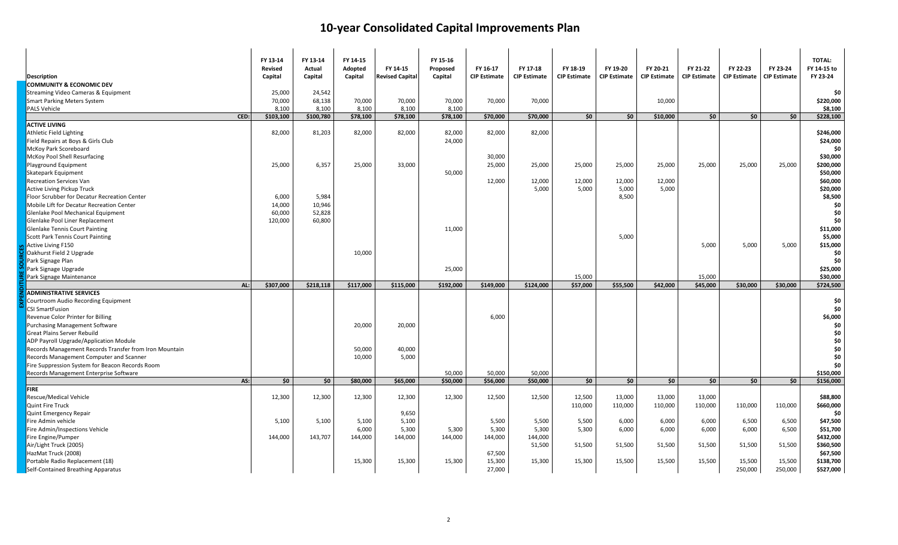# 10-year Consolidated Capital Improvements Plan

EXPENDITURE SOURCES

| Description | FY 13-14 Revised Capital | FY 13-14 Actual Capital | FY 14-15 Adopted Capital | FY 14-15 Revised Capital | FY 15-16 Proposed Capital | FY 16-17 CIP Estimate | FY 17-18 CIP Estimate | FY 18-19 CIP Estimate | FY 19-20 CIP Estimate | FY 20-21 CIP Estimate | FY 21-22 CIP Estimate | FY 22-23 CIP Estimate | FY 23-24 CIP Estimate | TOTAL: FY 14-15 to FY 23-24 |
|---|---|---|---|---|---|---|---|---|---|---|---|---|---|---|
| **COMMUNITY & ECONOMIC DEV** | | | | | | | | | | | | | | |
| Streaming Video Cameras & Equipment | 25,000 | 24,542 | | | | | | | | | | | | **$0** |
| Smart Parking Meters System | 70,000 | 68,138 | 70,000 | 70,000 | 70,000 | 70,000 | 70,000 | | | 10,000 | | | | **$220,000** |
| PALS Vehicle | 8,100 | 8,100 | 8,100 | 8,100 | 8,100 | | | | | | | | | **$8,100** |
| **CED:** | **$103,100** | **$100,780** | **$78,100** | **$78,100** | **$78,100** | **$70,000** | **$70,000** | **$0** | **$0** | **$10,000** | **$0** | **$0** | **$0** | **$228,100** |
| **ACTIVE LIVING** | | | | | | | | | | | | | | |
| Athletic Field Lighting | 82,000 | 81,203 | 82,000 | 82,000 | 82,000 | 82,000 | 82,000 | | | | | | | **$246,000** |
| Field Repairs at Boys & Girls Club | | | | | 24,000 | | | | | | | | | **$24,000** |
| McKoy Park Scoreboard | | | | | | | | | | | | | | **$0** |
| McKoy Pool Shell Resurfacing | | | | | | 30,000 | | | | | | | | **$30,000** |
| Playground Equipment | 25,000 | 6,357 | 25,000 | 33,000 | | 25,000 | 25,000 | 25,000 | 25,000 | 25,000 | 25,000 | 25,000 | 25,000 | **$200,000** |
| Skatepark Equipment | | | | | 50,000 | | | | | | | | | **$50,000** |
| Recreation Services Van | | | | | | 12,000 | 12,000 | 12,000 | 12,000 | 12,000 | | | | **$60,000** |
| Active Living Pickup Truck | | | | | | | 5,000 | 5,000 | 5,000 | 5,000 | | | | **$20,000** |
| Floor Scrubber for Decatur Recreation Center | 6,000 | 5,984 | | | | | | | 8,500 | | | | | **$8,500** |
| Mobile Lift for Decatur Recreation Center | 14,000 | 10,946 | | | | | | | | | | | | **$0** |
| Glenlake Pool Mechanical Equipment | 60,000 | 52,828 | | | | | | | | | | | | **$0** |
| Glenlake Pool Liner Replacement | 120,000 | 60,800 | | | | | | | | | | | | **$0** |
| Glenlake Tennis Court Painting | | | | | 11,000 | | | | | | | | | **$11,000** |
| Scott Park Tennis Court Painting | | | | | | | | | 5,000 | | | | | **$5,000** |
| Active Living F150 | | | | | | | | | | | 5,000 | 5,000 | 5,000 | **$15,000** |
| Oakhurst Field 2 Upgrade | | | 10,000 | | | | | | | | | | | **$0** |
| Park Signage Plan | | | | | | | | | | | | | | **$0** |
| Park Signage Upgrade | | | | | 25,000 | | | | | | | | | **$25,000** |
| Park Signage Maintenance | | | | | | | | 15,000 | | | 15,000 | | | **$30,000** |
| **AL:** | **$307,000** | **$218,118** | **$117,000** | **$115,000** | **$192,000** | **$149,000** | **$124,000** | **$57,000** | **$55,500** | **$42,000** | **$45,000** | **$30,000** | **$30,000** | **$724,500** |
| **ADMINISTRATIVE SERVICES** | | | | | | | | | | | | | | |
| Courtroom Audio Recording Equipment | | | | | | | | | | | | | | **$0** |
| CSI SmartFusion | | | | | | | | | | | | | | **$0** |
| Revenue Color Printer for Billing | | | | | | 6,000 | | | | | | | | **$6,000** |
| Purchasing Management Software | | | 20,000 | 20,000 | | | | | | | | | | **$0** |
| Great Plains Server Rebuild | | | | | | | | | | | | | | **$0** |
| ADP Payroll Upgrade/Application Module | | | | | | | | | | | | | | **$0** |
| Records Management Records Transfer from Iron Mountain | | | 50,000 | 40,000 | | | | | | | | | | **$0** |
| Records Management Computer and Scanner | | | 10,000 | 5,000 | | | | | | | | | | **$0** |
| Fire Suppression System for Beacon Records Room | | | | | | | | | | | | | | **$0** |
| Records Management Enterprise Software | | | | | 50,000 | 50,000 | 50,000 | | | | | | | **$150,000** |
| **AS:** | **$0** | **$0** | **$80,000** | **$65,000** | **$50,000** | **$56,000** | **$50,000** | **$0** | **$0** | **$0** | **$0** | **$0** | **$0** | **$156,000** |
| **FIRE** | | | | | | | | | | | | | | |
| Rescue/Medical Vehicle | 12,300 | 12,300 | 12,300 | 12,300 | 12,300 | 12,500 | 12,500 | 12,500 | 13,000 | 13,000 | 13,000 | | | **$88,800** |
| Quint Fire Truck | | | | | | | | 110,000 | 110,000 | 110,000 | 110,000 | 110,000 | 110,000 | **$660,000** |
| Quint Emergency Repair | | | | 9,650 | | | | | | | | | | **$0** |
| Fire Admin vehicle | 5,100 | 5,100 | 5,100 | 5,100 | | 5,500 | 5,500 | 5,500 | 6,000 | 6,000 | 6,000 | 6,500 | 6,500 | **$47,500** |
| Fire Admin/Inspections Vehicle | | | 6,000 | 5,300 | 5,300 | 5,300 | 5,300 | 5,300 | 6,000 | 6,000 | 6,000 | 6,000 | 6,500 | **$51,700** |
| Fire Engine/Pumper | 144,000 | 143,707 | 144,000 | 144,000 | 144,000 | 144,000 | 144,000 | | | | | | | **$432,000** |
| Air/Light Truck (2005) | | | | | | | 51,500 | 51,500 | 51,500 | 51,500 | 51,500 | 51,500 | 51,500 | **$360,500** |
| HazMat Truck (2008) | | | | | | 67,500 | | | | | | | | **$67,500** |
| Portable Radio Replacement (18) | | | 15,300 | 15,300 | 15,300 | 15,300 | 15,300 | 15,300 | 15,500 | 15,500 | 15,500 | 15,500 | 15,500 | **$138,700** |
| Self-Contained Breathing Apparatus | | | | | | 27,000 | | | | | | 250,000 | 250,000 | **$527,000** |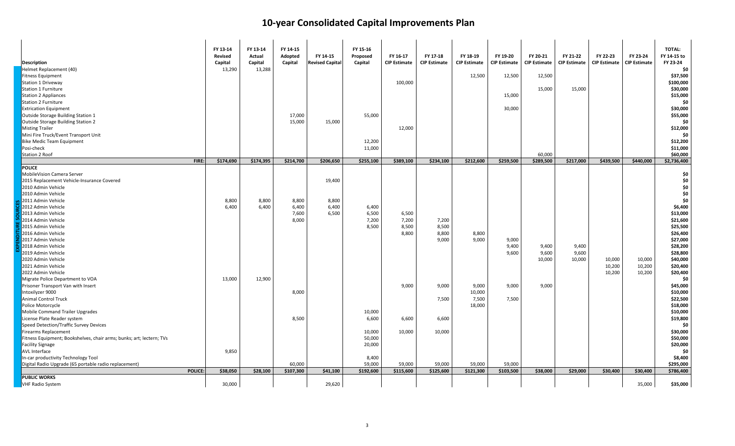# 10-year Consolidated Capital Improvements Plan

| Description | FY 13-14 Revised Capital | FY 13-14 Actual Capital | FY 14-15 Adopted Capital | FY 14-15 Revised Capital | FY 15-16 Proposed Capital | FY 16-17 CIP Estimate | FY 17-18 CIP Estimate | FY 18-19 CIP Estimate | FY 19-20 CIP Estimate | FY 20-21 CIP Estimate | FY 21-22 CIP Estimate | FY 22-23 CIP Estimate | FY 23-24 CIP Estimate | TOTAL: FY 14-15 to FY 23-24 |
|---|---|---|---|---|---|---|---|---|---|---|---|---|---|---|
| Helmet Replacement (40) | 13,290 | 13,288 | | | | | | | | | | | | $0 |
| Fitness Equipment | | | | | | | | 12,500 | 12,500 | 12,500 | | | | $37,500 |
| Station 1 Driveway | | | | | | 100,000 | | | | | | | | $100,000 |
| Station 1 Furniture | | | | | | | | | | 15,000 | 15,000 | | | $30,000 |
| Station 2 Appliances | | | | | | | | | 15,000 | | | | | $15,000 |
| Station 2 Furniture | | | | | | | | | | | | | | $0 |
| Extrication Equipment | | | | | | | | | 30,000 | | | | | $30,000 |
| Outside Storage Building Station 1 | | | 17,000 | | 55,000 | | | | | | | | | $55,000 |
| Outside Storage Building Station 2 | | | 15,000 | 15,000 | | | | | | | | | | $0 |
| Misting Trailer | | | | | | 12,000 | | | | | | | | $12,000 |
| Mini Fire Truck/Event Transport Unit | | | | | | | | | | | | | | $0 |
| Bike Medic Team Equipment | | | | | 12,200 | | | | | | | | | $12,200 |
| Posi-check | | | | | 11,000 | | | | | | | | | $11,000 |
| Station 2 Roof | | | | | | | | | | 60,000 | | | | $60,000 |
| **FIRE:** | **$174,690** | **$174,395** | **$214,700** | **$206,650** | **$255,100** | **$389,100** | **$234,100** | **$212,600** | **$259,500** | **$289,500** | **$217,000** | **$439,500** | **$440,000** | **$2,736,400** |
| **POLICE** | | | | | | | | | | | | | | |
| MobileVision Camera Server | | | | | | | | | | | | | | $0 |
| 2015 Replacement Vehicle-Insurance Covered | | | | 19,400 | | | | | | | | | | $0 |
| 2010 Admin Vehicle | | | | | | | | | | | | | | $0 |
| 2010 Admin Vehicle | | | | | | | | | | | | | | $0 |
| 2011 Admin Vehicle | 8,800 | 8,800 | 8,800 | 8,800 | | | | | | | | | | $0 |
| 2012 Admin Vehicle | 6,400 | 6,400 | 6,400 | 6,400 | 6,400 | | | | | | | | | $6,400 |
| 2013 Admin Vehicle | | | 7,600 | 6,500 | 6,500 | 6,500 | | | | | | | | $13,000 |
| 2014 Admin Vehicle | | | 8,000 | | 7,200 | 7,200 | 7,200 | | | | | | | $21,600 |
| 2015 Admin Vehicle | | | | | 8,500 | 8,500 | 8,500 | | | | | | | $25,500 |
| 2016 Admin Vehicle | | | | | | 8,800 | 8,800 | 8,800 | | | | | | $26,400 |
| 2017 Admin Vehicle | | | | | | | 9,000 | 9,000 | 9,000 | | | | | $27,000 |
| 2018 Admin Vehicle | | | | | | | | | 9,400 | 9,400 | 9,400 | | | $28,200 |
| 2019 Admin Vehicle | | | | | | | | | 9,600 | 9,600 | 9,600 | | | $28,800 |
| 2020 Admin Vehicle | | | | | | | | | | 10,000 | 10,000 | 10,000 | 10,000 | $40,000 |
| 2021 Admin Vehicle | | | | | | | | | | | | 10,200 | 10,200 | $20,400 |
| 2022 Admin Vehicle | | | | | | | | | | | | 10,200 | 10,200 | $20,400 |
| Migrate Police Department to VOA | 13,000 | 12,900 | | | | | | | | | | | | $0 |
| Prisoner Transport Van with Insert | | | | | | 9,000 | 9,000 | 9,000 | 9,000 | 9,000 | | | | $45,000 |
| Intoxilyzer 9000 | | | 8,000 | | | | | 10,000 | | | | | | $10,000 |
| Animal Control Truck | | | | | | | 7,500 | 7,500 | 7,500 | | | | | $22,500 |
| Police Motorcycle | | | | | | | | 18,000 | | | | | | $18,000 |
| Mobile Command Trailer Upgrades | | | | | 10,000 | | | | | | | | | $10,000 |
| License Plate Reader system | | | 8,500 | | 6,600 | 6,600 | 6,600 | | | | | | | $19,800 |
| Speed Detection/Traffic Survey Devices | | | | | | | | | | | | | | $0 |
| Firearms Replacement | | | | | 10,000 | 10,000 | 10,000 | | | | | | | $30,000 |
| Fitness Equipment; Bookshelves, chair arms; bunks; art; lectern; TVs | | | | | 50,000 | | | | | | | | | $50,000 |
| Facility Signage | | | | | 20,000 | | | | | | | | | $20,000 |
| AVL Interface | 9,850 | | | | | | | | | | | | | $0 |
| In-car productivity Technology Tool | | | | | 8,400 | | | | | | | | | $8,400 |
| Digital Radio Upgrade (65 portable radio replacement) | | | 60,000 | | 59,000 | 59,000 | 59,000 | 59,000 | 59,000 | | | | | $295,000 |
| **POLICE:** | **$38,050** | **$28,100** | **$107,300** | **$41,100** | **$192,600** | **$115,600** | **$125,600** | **$121,300** | **$103,500** | **$38,000** | **$29,000** | **$30,400** | **$30,400** | **$786,400** |
| **PUBLIC WORKS** | | | | | | | | | | | | | | |
| VHF Radio System | 30,000 | | | 29,620 | | | | | | | | | 35,000 | $35,000 |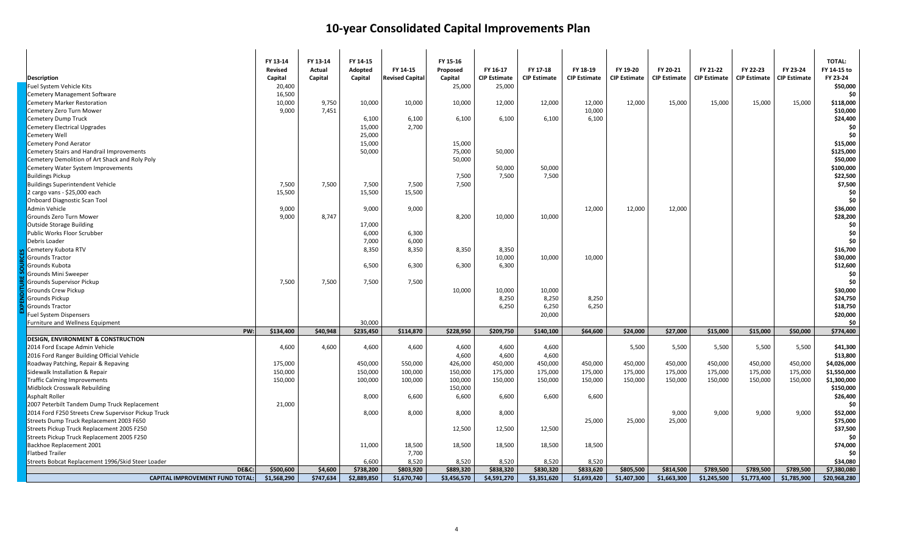# 10-year Consolidated Capital Improvements Plan

| Description | FY 13-14 Revised Capital | FY 13-14 Actual Capital | FY 14-15 Adopted Capital | FY 14-15 Revised Capital | FY 15-16 Proposed Capital | FY 16-17 CIP Estimate | FY 17-18 CIP Estimate | FY 18-19 CIP Estimate | FY 19-20 CIP Estimate | FY 20-21 CIP Estimate | FY 21-22 CIP Estimate | FY 22-23 CIP Estimate | FY 23-24 CIP Estimate | TOTAL: FY 14-15 to FY 23-24 |
|---|---|---|---|---|---|---|---|---|---|---|---|---|---|---|
| Fuel System Vehicle Kits | 20,400 | | | | 25,000 | 25,000 | | | | | | | | $50,000 |
| Cemetery Management Software | 16,500 | | | | | | | | | | | | | $0 |
| Cemetery Marker Restoration | 10,000 | 9,750 | 10,000 | 10,000 | 10,000 | 12,000 | 12,000 | 12,000 | 12,000 | 15,000 | 15,000 | 15,000 | 15,000 | $118,000 |
| Cemetery Zero Turn Mower | 9,000 | 7,451 | | | | | | 10,000 | | | | | | $10,000 |
| Cemetery Dump Truck | | | 6,100 | 6,100 | 6,100 | 6,100 | 6,100 | 6,100 | | | | | | $24,400 |
| Cemetery Electrical Upgrades | | | 15,000 | 2,700 | | | | | | | | | | $0 |
| Cemetery Well | | | 25,000 | | | | | | | | | | | $0 |
| Cemetery Pond Aerator | | | 15,000 | | 15,000 | | | | | | | | | $15,000 |
| Cemetery Stairs and Handrail Improvements | | | 50,000 | | 75,000 | 50,000 | | | | | | | | $125,000 |
| Cemetery Demolition of Art Shack and Roly Poly | | | | | 50,000 | | | | | | | | | $50,000 |
| Cemetery Water System Improvements | | | | | | 50,000 | 50,000 | | | | | | | $100,000 |
| Buildings Pickup | | | | | 7,500 | 7,500 | 7,500 | | | | | | | $22,500 |
| Buildings Superintendent Vehicle | 7,500 | 7,500 | 7,500 | 7,500 | 7,500 | | | | | | | | | $7,500 |
| 2 cargo vans - $25,000 each | 15,500 | | 15,500 | 15,500 | | | | | | | | | | $0 |
| Onboard Diagnostic Scan Tool | | | | | | | | | | | | | | $0 |
| Admin Vehicle | 9,000 | | 9,000 | 9,000 | | | | 12,000 | 12,000 | 12,000 | | | | $36,000 |
| Grounds Zero Turn Mower | 9,000 | 8,747 | | | 8,200 | 10,000 | 10,000 | | | | | | | $28,200 |
| Outside Storage Building | | | 17,000 | | | | | | | | | | | $0 |
| Public Works Floor Scrubber | | | 6,000 | 6,300 | | | | | | | | | | $0 |
| Debris Loader | | | 7,000 | 6,000 | | | | | | | | | | $0 |
| Cemetery Kubota RTV | | | 8,350 | 8,350 | 8,350 | 8,350 | | | | | | | | $16,700 |
| Grounds Tractor | | | | | | 10,000 | 10,000 | 10,000 | | | | | | $30,000 |
| Grounds Kubota | | | 6,500 | 6,300 | 6,300 | 6,300 | | | | | | | | $12,600 |
| Grounds Mini Sweeper | | | | | | | | | | | | | | $0 |
| Grounds Supervisor Pickup | 7,500 | 7,500 | 7,500 | 7,500 | | | | | | | | | | $0 |
| Grounds Crew Pickup | | | | | 10,000 | 10,000 | 10,000 | | | | | | | $30,000 |
| Grounds Pickup | | | | | | 8,250 | 8,250 | 8,250 | | | | | | $24,750 |
| Grounds Tractor | | | | | | 6,250 | 6,250 | 6,250 | | | | | | $18,750 |
| Fuel System Dispensers | | | | | | | 20,000 | | | | | | | $20,000 |
| Furniture and Wellness Equipment | | | 30,000 | | | | | | | | | | | $0 |
| **PW:** | **$134,400** | **$40,948** | **$235,450** | **$114,870** | **$228,950** | **$209,750** | **$140,100** | **$64,600** | **$24,000** | **$27,000** | **$15,000** | **$15,000** | **$50,000** | **$774,400** |
| **DESIGN, ENVIRONMENT & CONSTRUCTION** | | | | | | | | | | | | | | |
| 2014 Ford Escape Admin Vehicle | 4,600 | 4,600 | 4,600 | 4,600 | 4,600 | 4,600 | 4,600 | | 5,500 | 5,500 | 5,500 | 5,500 | 5,500 | $41,300 |
| 2016 Ford Ranger Building Official Vehicle | | | | | 4,600 | 4,600 | 4,600 | | | | | | | $13,800 |
| Roadway Patching, Repair & Repaving | 175,000 | | 450,000 | 550,000 | 426,000 | 450,000 | 450,000 | 450,000 | 450,000 | 450,000 | 450,000 | 450,000 | 450,000 | $4,026,000 |
| Sidewalk Installation & Repair | 150,000 | | 150,000 | 100,000 | 150,000 | 175,000 | 175,000 | 175,000 | 175,000 | 175,000 | 175,000 | 175,000 | 175,000 | $1,550,000 |
| Traffic Calming Improvements | 150,000 | | 100,000 | 100,000 | 100,000 | 150,000 | 150,000 | 150,000 | 150,000 | 150,000 | 150,000 | 150,000 | 150,000 | $1,300,000 |
| Midblock Crosswalk Rebuilding | | | | | 150,000 | | | | | | | | | $150,000 |
| Asphalt Roller | | | 8,000 | 6,600 | 6,600 | 6,600 | 6,600 | 6,600 | | | | | | $26,400 |
| 2007 Peterbilt Tandem Dump Truck Replacement | 21,000 | | | | | | | | | | | | | $0 |
| 2014 Ford F250 Streets Crew Supervisor Pickup Truck | | | 8,000 | 8,000 | 8,000 | 8,000 | | | | 9,000 | 9,000 | 9,000 | 9,000 | $52,000 |
| Streets Dump Truck Replacement 2003 F650 | | | | | | | | 25,000 | 25,000 | 25,000 | | | | $75,000 |
| Streets Pickup Truck Replacement 2005 F250 | | | | | 12,500 | 12,500 | 12,500 | | | | | | | $37,500 |
| Streets Pickup Truck Replacement 2005 F250 | | | | | | | | | | | | | | $0 |
| Backhoe Replacement 2001 | | | 11,000 | 18,500 | 18,500 | 18,500 | 18,500 | 18,500 | | | | | | $74,000 |
| Flatbed Trailer | | | | 7,700 | | | | | | | | | | $0 |
| Streets Bobcat Replacement 1996/Skid Steer Loader | | | 6,600 | 8,520 | 8,520 | 8,520 | 8,520 | 8,520 | | | | | | $34,080 |
| **DE&C:** | **$500,600** | **$4,600** | **$738,200** | **$803,920** | **$889,320** | **$838,320** | **$830,320** | **$833,620** | **$805,500** | **$814,500** | **$789,500** | **$789,500** | **$789,500** | **$7,380,080** |
| **CAPITAL IMPROVEMENT FUND TOTAL:** | **$1,568,290** | **$747,634** | **$2,889,850** | **$1,670,740** | **$3,456,570** | **$4,591,270** | **$3,351,620** | **$1,693,420** | **$1,407,300** | **$1,663,300** | **$1,245,500** | **$1,773,400** | **$1,785,900** | **$20,968,280** |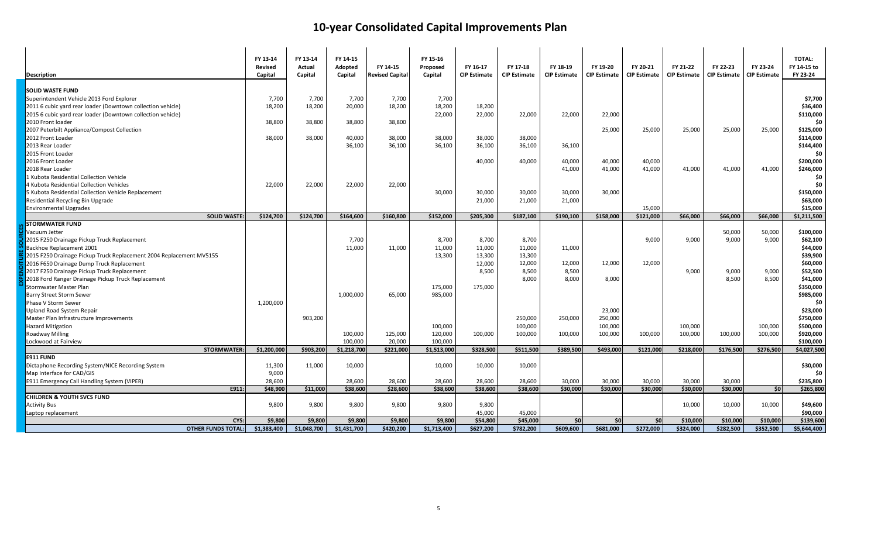# 10-year Consolidated Capital Improvements Plan

| Description | FY 13-14 Revised Capital | FY 13-14 Actual Capital | FY 14-15 Adopted Capital | FY 14-15 Revised Capital | FY 15-16 Proposed Capital | FY 16-17 CIP Estimate | FY 17-18 CIP Estimate | FY 18-19 CIP Estimate | FY 19-20 CIP Estimate | FY 20-21 CIP Estimate | FY 21-22 CIP Estimate | FY 22-23 CIP Estimate | FY 23-24 CIP Estimate | TOTAL: FY 14-15 to FY 23-24 |
|---|---|---|---|---|---|---|---|---|---|---|---|---|---|---|
| **SOLID WASTE FUND** | | | | | | | | | | | | | | |
| Superintendent Vehicle 2013 Ford Explorer | 7,700 | 7,700 | 7,700 | 7,700 | 7,700 | | | | | | | | | **$7,700** |
| 2011 6 cubic yard rear loader (Downtown collection vehicle) | 18,200 | 18,200 | 20,000 | 18,200 | 18,200 | 18,200 | | | | | | | | **$36,400** |
| 2015 6 cubic yard rear loader (Downtown collection vehicle) | | | | | 22,000 | 22,000 | 22,000 | 22,000 | 22,000 | | | | | **$110,000** |
| 2010 Front loader | 38,800 | 38,800 | 38,800 | 38,800 | | | | | | | | | | **$0** |
| 2007 Peterbilt Appliance/Compost Collection | | | | | | | | | 25,000 | 25,000 | 25,000 | 25,000 | 25,000 | **$125,000** |
| 2012 Front Loader | 38,000 | 38,000 | 40,000 | 38,000 | 38,000 | 38,000 | 38,000 | | | | | | | **$114,000** |
| 2013 Rear Loader | | | 36,100 | 36,100 | 36,100 | 36,100 | 36,100 | 36,100 | | | | | | **$144,400** |
| 2015 Front Loader | | | | | | | | | | | | | | **$0** |
| 2016 Front Loader | | | | | | 40,000 | 40,000 | 40,000 | 40,000 | 40,000 | | | | **$200,000** |
| 2018 Rear Loader | | | | | | | | 41,000 | 41,000 | 41,000 | 41,000 | 41,000 | 41,000 | **$246,000** |
| 1 Kubota Residential Collection Vehicle | | | | | | | | | | | | | | **$0** |
| 4 Kubota Residential Collection Vehicles | 22,000 | 22,000 | 22,000 | 22,000 | | | | | | | | | | **$0** |
| 5 Kubota Residential Collection Vehicle Replacement | | | | | 30,000 | 30,000 | 30,000 | 30,000 | 30,000 | | | | | **$150,000** |
| Residential Recycling Bin Upgrade | | | | | | 21,000 | 21,000 | 21,000 | | | | | | **$63,000** |
| Environmental Upgrades | | | | | | | | | | 15,000 | | | | **$15,000** |
| **SOLID WASTE:** | **$124,700** | **$124,700** | **$164,600** | **$160,800** | **$152,000** | **$205,300** | **$187,100** | **$190,100** | **$158,000** | **$121,000** | **$66,000** | **$66,000** | **$66,000** | **$1,211,500** |
| **STORMWATER FUND** | | | | | | | | | | | | | | |
| Vacuum Jetter | | | | | | | | | | | | 50,000 | 50,000 | **$100,000** |
| 2015 F250 Drainage Pickup Truck Replacement | | | 7,700 | | 8,700 | 8,700 | 8,700 | | | 9,000 | 9,000 | 9,000 | 9,000 | **$62,100** |
| Backhoe Replacement 2001 | | | 11,000 | 11,000 | 11,000 | 11,000 | 11,000 | 11,000 | | | | | | **$44,000** |
| 2015 F250 Drainage Pickup Truck Replacement 2004 Replacement MV5155 | | | | | 13,300 | 13,300 | 13,300 | | | | | | | **$39,900** |
| 2016 F650 Drainage Dump Truck Replacement | | | | | | 12,000 | 12,000 | 12,000 | 12,000 | 12,000 | | | | **$60,000** |
| 2017 F250 Drainage Pickup Truck Replacement | | | | | | 8,500 | 8,500 | 8,500 | | | 9,000 | 9,000 | 9,000 | **$52,500** |
| 2018 Ford Ranger Drainage Pickup Truck Replacement | | | | | | | 8,000 | 8,000 | 8,000 | | | 8,500 | 8,500 | **$41,000** |
| Stormwater Master Plan | | | | | 175,000 | 175,000 | | | | | | | | **$350,000** |
| Barry Street Storm Sewer | | | 1,000,000 | 65,000 | 985,000 | | | | | | | | | **$985,000** |
| Phase V Storm Sewer | 1,200,000 | | | | | | | | | | | | | **$0** |
| Upland Road System Repair | | | | | | | | | 23,000 | | | | | **$23,000** |
| Master Plan Infrastructure Improvements | | 903,200 | | | | | 250,000 | 250,000 | 250,000 | | | | | **$750,000** |
| Hazard Mitigation | | | | | 100,000 | | 100,000 | | 100,000 | | 100,000 | | 100,000 | **$500,000** |
| Roadway Milling | | | 100,000 | 125,000 | 120,000 | 100,000 | 100,000 | 100,000 | 100,000 | 100,000 | 100,000 | 100,000 | 100,000 | **$920,000** |
| Lockwood at Fairview | | | 100,000 | 20,000 | 100,000 | | | | | | | | | **$100,000** |
| **STORMWATER:** | **$1,200,000** | **$903,200** | **$1,218,700** | **$221,000** | **$1,513,000** | **$328,500** | **$511,500** | **$389,500** | **$493,000** | **$121,000** | **$218,000** | **$176,500** | **$276,500** | **$4,027,500** |
| **E911 FUND** | | | | | | | | | | | | | | |
| Dictaphone Recording System/NICE Recording System | 11,300 | 11,000 | 10,000 | | 10,000 | 10,000 | 10,000 | | | | | | | **$30,000** |
| Map Interface for CAD/GIS | 9,000 | | | | | | | | | | | | | **$0** |
| E911 Emergency Call Handling System (VIPER) | 28,600 | | 28,600 | 28,600 | 28,600 | 28,600 | 28,600 | 30,000 | 30,000 | 30,000 | 30,000 | 30,000 | | **$235,800** |
| **E911:** | **$48,900** | **$11,000** | **$38,600** | **$28,600** | **$38,600** | **$38,600** | **$38,600** | **$30,000** | **$30,000** | **$30,000** | **$30,000** | **$30,000** | **$0** | **$265,800** |
| **CHILDREN & YOUTH SVCS FUND** | | | | | | | | | | | | | | |
| Activity Bus | 9,800 | 9,800 | 9,800 | 9,800 | 9,800 | 9,800 | | | | | 10,000 | 10,000 | 10,000 | **$49,600** |
| Laptop replacement | | | | | | 45,000 | 45,000 | | | | | | | **$90,000** |
| **CYS:** | **$9,800** | **$9,800** | **$9,800** | **$9,800** | **$9,800** | **$54,800** | **$45,000** | **$0** | **$0** | **$0** | **$10,000** | **$10,000** | **$10,000** | **$139,600** |
| **OTHER FUNDS TOTAL:** | **$1,383,400** | **$1,048,700** | **$1,431,700** | **$420,200** | **$1,713,400** | **$627,200** | **$782,200** | **$609,600** | **$681,000** | **$272,000** | **$324,000** | **$282,500** | **$352,500** | **$5,644,400** |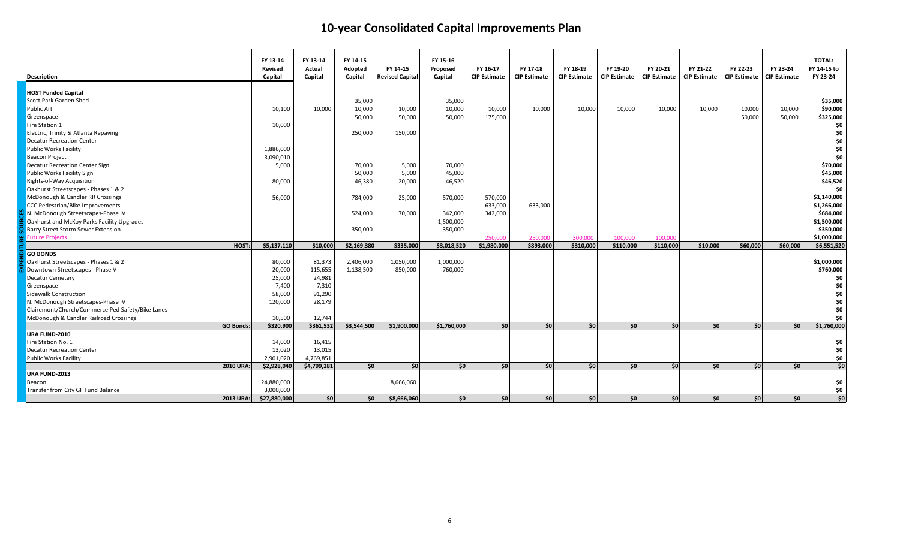# 10-year Consolidated Capital Improvements Plan

| Description | FY 13-14 Revised Capital | FY 13-14 Actual Capital | FY 14-15 Adopted Capital | FY 14-15 Revised Capital | FY 15-16 Proposed Capital | FY 16-17 CIP Estimate | FY 17-18 CIP Estimate | FY 18-19 CIP Estimate | FY 19-20 CIP Estimate | FY 20-21 CIP Estimate | FY 21-22 CIP Estimate | FY 22-23 CIP Estimate | FY 23-24 CIP Estimate | TOTAL: FY 14-15 to FY 23-24 |
|---|---|---|---|---|---|---|---|---|---|---|---|---|---|---|
| **HOST Funded Capital** | | | | | | | | | | | | | | |
| Scott Park Garden Shed | | | 35,000 | | 35,000 | | | | | | | | | $35,000 |
| Public Art | 10,100 | 10,000 | 10,000 | 10,000 | 10,000 | 10,000 | 10,000 | 10,000 | 10,000 | 10,000 | 10,000 | 10,000 | 10,000 | $90,000 |
| Greenspace | | | 50,000 | 50,000 | 50,000 | 175,000 | | | | | | 50,000 | 50,000 | $325,000 |
| Fire Station 1 | 10,000 | | | | | | | | | | | | | $0 |
| Electric, Trinity & Atlanta Repaving | | | 250,000 | 150,000 | | | | | | | | | | $0 |
| Decatur Recreation Center | | | | | | | | | | | | | | $0 |
| Public Works Facility | 1,886,000 | | | | | | | | | | | | | $0 |
| Beacon Project | 3,090,010 | | | | | | | | | | | | | $0 |
| Decatur Recreation Center Sign | 5,000 | | 70,000 | 5,000 | 70,000 | | | | | | | | | $70,000 |
| Public Works Facility Sign | | | 50,000 | 5,000 | 45,000 | | | | | | | | | $45,000 |
| Rights-of-Way Acquisition | 80,000 | | 46,380 | 20,000 | 46,520 | | | | | | | | | $46,520 |
| Oakhurst Streetscapes - Phases 1 & 2 | | | | | | | | | | | | | | $0 |
| McDonough & Candler RR Crossings | 56,000 | | 784,000 | 25,000 | 570,000 | 570,000 | | | | | | | | $1,140,000 |
| CCC Pedestrian/Bike Improvements | | | | | | 633,000 | 633,000 | | | | | | | $1,266,000 |
| N. McDonough Streetscapes-Phase IV | | | 524,000 | 70,000 | 342,000 | 342,000 | | | | | | | | $684,000 |
| Oakhurst and McKoy Parks Facility Upgrades | | | | | 1,500,000 | | | | | | | | | $1,500,000 |
| Barry Street Storm Sewer Extension | | | 350,000 | | 350,000 | | | | | | | | | $350,000 |
| Future Projects | | | | | | 250,000 | 250,000 | 300,000 | 100,000 | 100,000 | | | | $1,000,000 |
| **HOST:** | **$5,137,110** | **$10,000** | **$2,169,380** | **$335,000** | **$3,018,520** | **$1,980,000** | **$893,000** | **$310,000** | **$110,000** | **$110,000** | **$10,000** | **$60,000** | **$60,000** | **$6,551,520** |
| **GO BONDS** | | | | | | | | | | | | | | |
| Oakhurst Streetscapes - Phases 1 & 2 | 80,000 | 81,373 | 2,406,000 | 1,050,000 | 1,000,000 | | | | | | | | | $1,000,000 |
| Downtown Streetscapes - Phase V | 20,000 | 115,655 | 1,138,500 | 850,000 | 760,000 | | | | | | | | | $760,000 |
| Decatur Cemetery | 25,000 | 24,981 | | | | | | | | | | | | $0 |
| Greenspace | 7,400 | 7,310 | | | | | | | | | | | | $0 |
| Sidewalk Construction | 58,000 | 91,290 | | | | | | | | | | | | $0 |
| N. McDonough Streetscapes-Phase IV | 120,000 | 28,179 | | | | | | | | | | | | $0 |
| Clairemont/Church/Commerce Ped Safety/Bike Lanes | | | | | | | | | | | | | | $0 |
| McDonough & Candler Railroad Crossings | 10,500 | 12,744 | | | | | | | | | | | | $0 |
| **GO Bonds:** | **$320,900** | **$361,532** | **$3,544,500** | **$1,900,000** | **$1,760,000** | **$0** | **$0** | **$0** | **$0** | **$0** | **$0** | **$0** | **$0** | **$1,760,000** |
| **URA FUND-2010** | | | | | | | | | | | | | | |
| Fire Station No. 1 | 14,000 | 16,415 | | | | | | | | | | | | $0 |
| Decatur Recreation Center | 13,020 | 13,015 | | | | | | | | | | | | $0 |
| Public Works Facility | 2,901,020 | 4,769,851 | | | | | | | | | | | | $0 |
| **2010 URA:** | **$2,928,040** | **$4,799,281** | **$0** | **$0** | **$0** | **$0** | **$0** | **$0** | **$0** | **$0** | **$0** | **$0** | **$0** | **$0** |
| **URA FUND-2013** | | | | | | | | | | | | | | |
| Beacon | 24,880,000 | | | 8,666,060 | | | | | | | | | | $0 |
| Transfer from City GF Fund Balance | 3,000,000 | | | | | | | | | | | | | $0 |
| **2013 URA:** | **$27,880,000** | **$0** | **$0** | **$8,666,060** | **$0** | **$0** | **$0** | **$0** | **$0** | **$0** | **$0** | **$0** | **$0** | **$0** |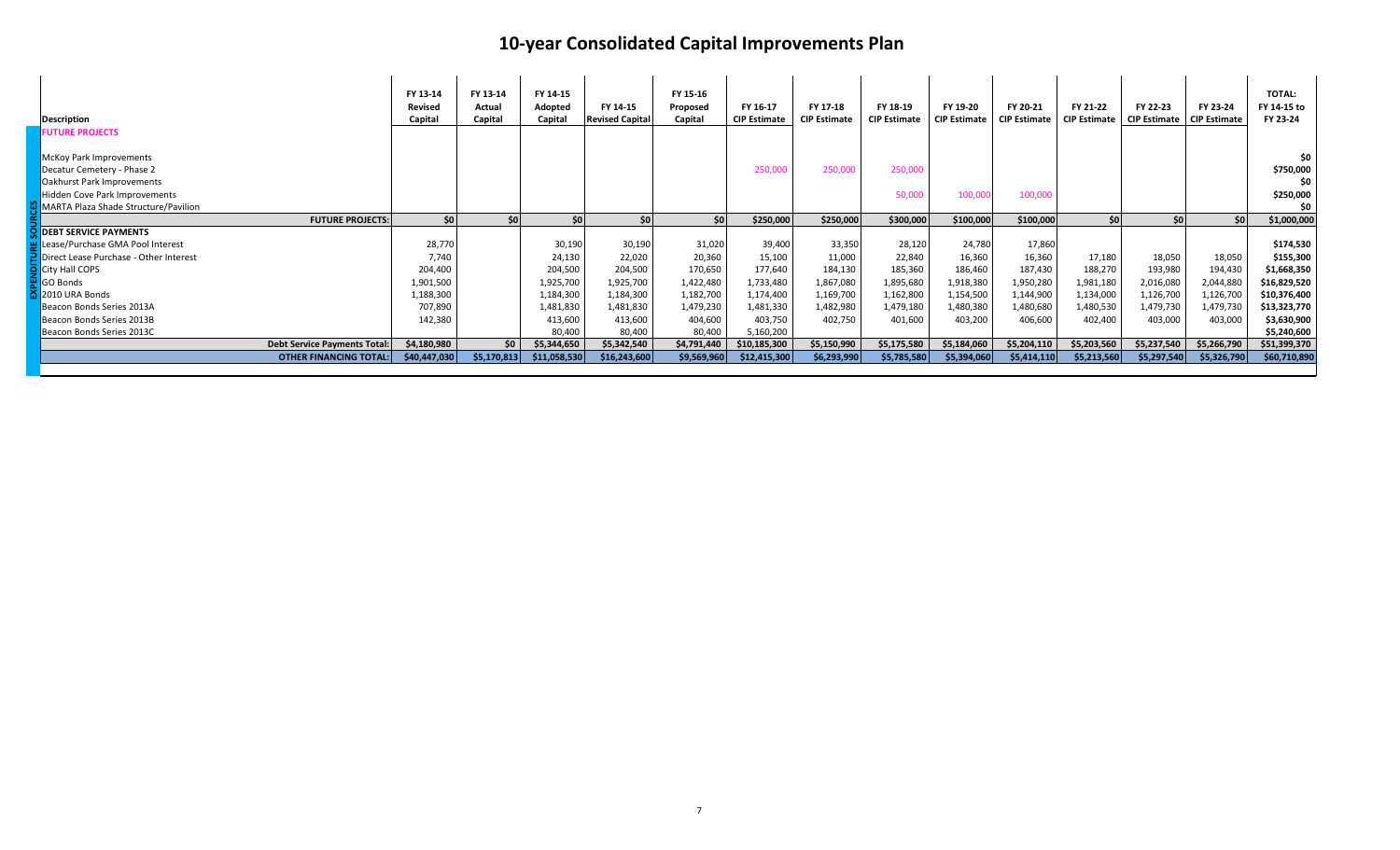# 10-year Consolidated Capital Improvements Plan

| Description | FY 13-14 Revised Capital | FY 13-14 Actual Capital | FY 14-15 Adopted Capital | FY 14-15 Revised Capital | FY 15-16 Proposed Capital | FY 16-17 CIP Estimate | FY 17-18 CIP Estimate | FY 18-19 CIP Estimate | FY 19-20 CIP Estimate | FY 20-21 CIP Estimate | FY 21-22 CIP Estimate | FY 22-23 CIP Estimate | FY 23-24 CIP Estimate | TOTAL: FY 14-15 to FY 23-24 |
|---|---|---|---|---|---|---|---|---|---|---|---|---|---|---|
| **FUTURE PROJECTS** | | | | | | | | | | | | | | |
| McKoy Park Improvements | | | | | | | | | | | | | | $0 |
| Decatur Cemetery - Phase 2 | | | | | | 250,000 | 250,000 | 250,000 | | | | | | $750,000 |
| Oakhurst Park Improvements | | | | | | | | | | | | | | $0 |
| Hidden Cove Park Improvements | | | | | | | | 50,000 | 100,000 | 100,000 | | | | $250,000 |
| MARTA Plaza Shade Structure/Pavilion | | | | | | | | | | | | | | $0 |
| **FUTURE PROJECTS:** | $0 | $0 | $0 | $0 | $0 | $250,000 | $250,000 | $300,000 | $100,000 | $100,000 | $0 | $0 | $0 | $1,000,000 |
| **DEBT SERVICE PAYMENTS** | | | | | | | | | | | | | | |
| Lease/Purchase GMA Pool Interest | 28,770 | | 30,190 | 30,190 | 31,020 | 39,400 | 33,350 | 28,120 | 24,780 | 17,860 | | | | $174,530 |
| Direct Lease Purchase - Other Interest | 7,740 | | 24,130 | 22,020 | 20,360 | 15,100 | 11,000 | 22,840 | 16,360 | 16,360 | 17,180 | 18,050 | 18,050 | $155,300 |
| City Hall COPS | 204,400 | | 204,500 | 204,500 | 170,650 | 177,640 | 184,130 | 185,360 | 186,460 | 187,430 | 188,270 | 193,980 | 194,430 | $1,668,350 |
| GO Bonds | 1,901,500 | | 1,925,700 | 1,925,700 | 1,422,480 | 1,733,480 | 1,867,080 | 1,895,680 | 1,918,380 | 1,950,280 | 1,981,180 | 2,016,080 | 2,044,880 | $16,829,520 |
| 2010 URA Bonds | 1,188,300 | | 1,184,300 | 1,184,300 | 1,182,700 | 1,174,400 | 1,169,700 | 1,162,800 | 1,154,500 | 1,144,900 | 1,134,000 | 1,126,700 | 1,126,700 | $10,376,400 |
| Beacon Bonds Series 2013A | 707,890 | | 1,481,830 | 1,481,830 | 1,479,230 | 1,481,330 | 1,482,980 | 1,479,180 | 1,480,380 | 1,480,680 | 1,480,530 | 1,479,730 | 1,479,730 | $13,323,770 |
| Beacon Bonds Series 2013B | 142,380 | | 413,600 | 413,600 | 404,600 | 403,750 | 402,750 | 401,600 | 403,200 | 406,600 | 402,400 | 403,000 | 403,000 | $3,630,900 |
| Beacon Bonds Series 2013C | | | 80,400 | 80,400 | 80,400 | 5,160,200 | | | | | | | | $5,240,600 |
| **Debt Service Payments Total:** | $4,180,980 | $0 | $5,344,650 | $5,342,540 | $4,791,440 | $10,185,300 | $5,150,990 | $5,175,580 | $5,184,060 | $5,204,110 | $5,203,560 | $5,237,540 | $5,266,790 | $51,399,370 |
| **OTHER FINANCING TOTAL:** | $40,447,030 | $5,170,813 | $11,058,530 | $16,243,600 | $9,569,960 | $12,415,300 | $6,293,990 | $5,785,580 | $5,394,060 | $5,414,110 | $5,213,560 | $5,297,540 | $5,326,790 | $60,710,890 |

EXPENDITURE SOURCES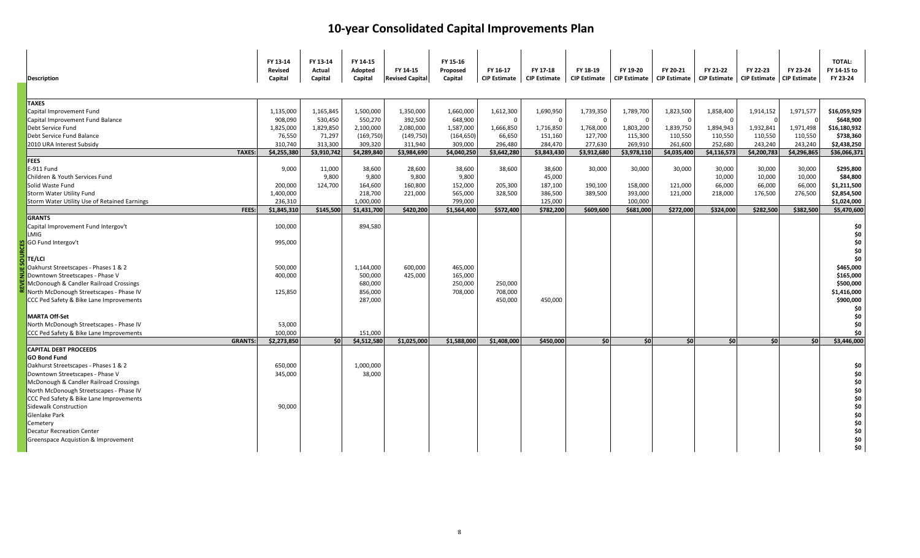# 10-year Consolidated Capital Improvements Plan

| Description | FY 13-14 Revised Capital | FY 13-14 Actual Capital | FY 14-15 Adopted Capital | FY 14-15 Revised Capital | FY 15-16 Proposed Capital | FY 16-17 CIP Estimate | FY 17-18 CIP Estimate | FY 18-19 CIP Estimate | FY 19-20 CIP Estimate | FY 20-21 CIP Estimate | FY 21-22 CIP Estimate | FY 22-23 CIP Estimate | FY 23-24 CIP Estimate | TOTAL: FY 14-15 to FY 23-24 |
|---|---|---|---|---|---|---|---|---|---|---|---|---|---|---|
| **TAXES** | | | | | | | | | | | | | | |
| Capital Improvement Fund | 1,135,000 | 1,165,845 | 1,500,000 | 1,350,000 | 1,660,000 | 1,612,300 | 1,690,950 | 1,739,350 | 1,789,700 | 1,823,500 | 1,858,400 | 1,914,152 | 1,971,577 | $16,059,929 |
| Capital Improvement Fund Balance | 908,090 | 530,450 | 550,270 | 392,500 | 648,900 | 0 | 0 | 0 | 0 | 0 | 0 | 0 | 0 | $648,900 |
| Debt Service Fund | 1,825,000 | 1,829,850 | 2,100,000 | 2,080,000 | 1,587,000 | 1,666,850 | 1,716,850 | 1,768,000 | 1,803,200 | 1,839,750 | 1,894,943 | 1,932,841 | 1,971,498 | $16,180,932 |
| Debt Service Fund Balance | 76,550 | 71,297 | (169,750) | (149,750) | (164,650) | 66,650 | 151,160 | 127,700 | 115,300 | 110,550 | 110,550 | 110,550 | 110,550 | $738,360 |
| 2010 URA Interest Subsidy | 310,740 | 313,300 | 309,320 | 311,940 | 309,000 | 296,480 | 284,470 | 277,630 | 269,910 | 261,600 | 252,680 | 243,240 | 243,240 | $2,438,250 |
| **TAXES:** | **$4,255,380** | **$3,910,742** | **$4,289,840** | **$3,984,690** | **$4,040,250** | **$3,642,280** | **$3,843,430** | **$3,912,680** | **$3,978,110** | **$4,035,400** | **$4,116,573** | **$4,200,783** | **$4,296,865** | **$36,066,371** |
| **FEES** | | | | | | | | | | | | | | |
| E-911 Fund | 9,000 | 11,000 | 38,600 | 28,600 | 38,600 | 38,600 | 38,600 | 30,000 | 30,000 | 30,000 | 30,000 | 30,000 | 30,000 | $295,800 |
| Children & Youth Services Fund | | 9,800 | 9,800 | 9,800 | 9,800 | | 45,000 | | | | 10,000 | 10,000 | 10,000 | $84,800 |
| Solid Waste Fund | 200,000 | 124,700 | 164,600 | 160,800 | 152,000 | 205,300 | 187,100 | 190,100 | 158,000 | 121,000 | 66,000 | 66,000 | 66,000 | $1,211,500 |
| Storm Water Utility Fund | 1,400,000 | | 218,700 | 221,000 | 565,000 | 328,500 | 386,500 | 389,500 | 393,000 | 121,000 | 218,000 | 176,500 | 276,500 | $2,854,500 |
| Storm Water Utility Use of Retained Earnings | 236,310 | | 1,000,000 | | 799,000 | | 125,000 | | 100,000 | | | | | $1,024,000 |
| **FEES:** | **$1,845,310** | **$145,500** | **$1,431,700** | **$420,200** | **$1,564,400** | **$572,400** | **$782,200** | **$609,600** | **$681,000** | **$272,000** | **$324,000** | **$282,500** | **$382,500** | **$5,470,600** |
| **GRANTS** | | | | | | | | | | | | | | |
| Capital Improvement Fund Intergov't | 100,000 | | 894,580 | | | | | | | | | | | $0 |
| LMIG | | | | | | | | | | | | | | $0 |
| GO Fund Intergov't | 995,000 | | | | | | | | | | | | | $0 |
| | | | | | | | | | | | | | | $0 |
| **TE/LCI** | | | | | | | | | | | | | | $0 |
| Oakhurst Streetscapes - Phases 1 & 2 | 500,000 | | 1,144,000 | 600,000 | 465,000 | | | | | | | | | $465,000 |
| Downtown Streetscapes - Phase V | 400,000 | | 500,000 | 425,000 | 165,000 | | | | | | | | | $165,000 |
| McDonough & Candler Railroad Crossings | | | 680,000 | | 250,000 | 250,000 | | | | | | | | $500,000 |
| North McDonough Streetscapes - Phase IV | 125,850 | | 856,000 | | 708,000 | 708,000 | | | | | | | | $1,416,000 |
| CCC Ped Safety & Bike Lane Improvements | | | 287,000 | | | 450,000 | 450,000 | | | | | | | $900,000 |
| | | | | | | | | | | | | | | $0 |
| **MARTA Off-Set** | | | | | | | | | | | | | | $0 |
| North McDonough Streetscapes - Phase IV | 53,000 | | | | | | | | | | | | | $0 |
| CCC Ped Safety & Bike Lane Improvements | 100,000 | | 151,000 | | | | | | | | | | | $0 |
| **GRANTS:** | **$2,273,850** | **$0** | **$4,512,580** | **$1,025,000** | **$1,588,000** | **$1,408,000** | **$450,000** | **$0** | **$0** | **$0** | **$0** | **$0** | **$0** | **$3,446,000** |
| **CAPITAL DEBT PROCEEDS** | | | | | | | | | | | | | | |
| **GO Bond Fund** | | | | | | | | | | | | | | |
| Oakhurst Streetscapes - Phases 1 & 2 | 650,000 | | 1,000,000 | | | | | | | | | | | $0 |
| Downtown Streetscapes - Phase V | 345,000 | | 38,000 | | | | | | | | | | | $0 |
| McDonough & Candler Railroad Crossings | | | | | | | | | | | | | | $0 |
| North McDonough Streetscapes - Phase IV | | | | | | | | | | | | | | $0 |
| CCC Ped Safety & Bike Lane Improvements | | | | | | | | | | | | | | $0 |
| Sidewalk Construction | 90,000 | | | | | | | | | | | | | $0 |
| Glenlake Park | | | | | | | | | | | | | | $0 |
| Cemetery | | | | | | | | | | | | | | $0 |
| Decatur Recreation Center | | | | | | | | | | | | | | $0 |
| Greenspace Acquistion & Improvement | | | | | | | | | | | | | | $0 |
| | | | | | | | | | | | | | | $0 |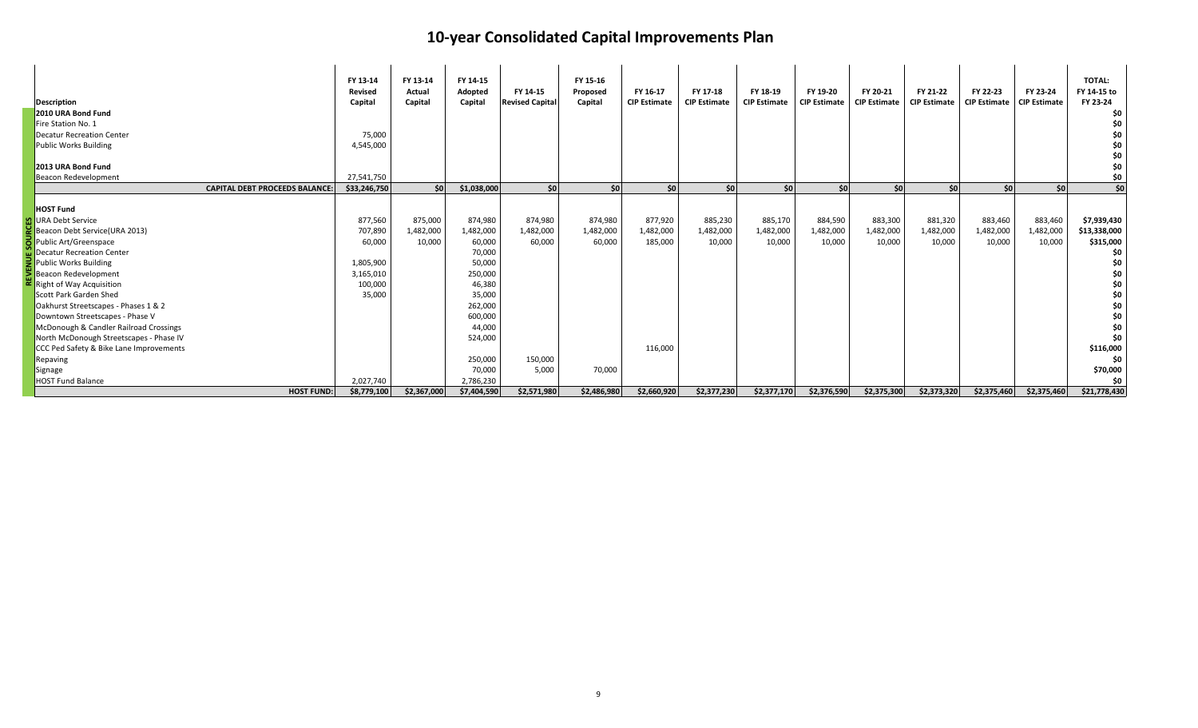# 10-year Consolidated Capital Improvements Plan

REVENUE SOURCES

| Description | FY 13-14 Revised Capital | FY 13-14 Actual Capital | FY 14-15 Adopted Capital | FY 14-15 Revised Capital | FY 15-16 Proposed Capital | FY 16-17 CIP Estimate | FY 17-18 CIP Estimate | FY 18-19 CIP Estimate | FY 19-20 CIP Estimate | FY 20-21 CIP Estimate | FY 21-22 CIP Estimate | FY 22-23 CIP Estimate | FY 23-24 CIP Estimate | TOTAL: FY 14-15 to FY 23-24 |
|---|---|---|---|---|---|---|---|---|---|---|---|---|---|---|
| **2010 URA Bond Fund** | | | | | | | | | | | | | | $0 |
| Fire Station No. 1 | | | | | | | | | | | | | | $0 |
| Decatur Recreation Center | 75,000 | | | | | | | | | | | | | $0 |
| Public Works Building | 4,545,000 | | | | | | | | | | | | | $0 |
| | | | | | | | | | | | | | | $0 |
| **2013 URA Bond Fund** | | | | | | | | | | | | | | $0 |
| Beacon Redevelopment | 27,541,750 | | | | | | | | | | | | | $0 |
| **CAPITAL DEBT PROCEEDS BALANCE:** | **$33,246,750** | **$0** | **$1,038,000** | **$0** | **$0** | **$0** | **$0** | **$0** | **$0** | **$0** | **$0** | **$0** | **$0** | **$0** |
| **HOST Fund** | | | | | | | | | | | | | | |
| URA Debt Service | 877,560 | 875,000 | 874,980 | 874,980 | 874,980 | 877,920 | 885,230 | 885,170 | 884,590 | 883,300 | 881,320 | 883,460 | 883,460 | $7,939,430 |
| Beacon Debt Service(URA 2013) | 707,890 | 1,482,000 | 1,482,000 | 1,482,000 | 1,482,000 | 1,482,000 | 1,482,000 | 1,482,000 | 1,482,000 | 1,482,000 | 1,482,000 | 1,482,000 | 1,482,000 | $13,338,000 |
| Public Art/Greenspace | 60,000 | 10,000 | 60,000 | 60,000 | 60,000 | 185,000 | 10,000 | 10,000 | 10,000 | 10,000 | 10,000 | 10,000 | 10,000 | $315,000 |
| Decatur Recreation Center | | | 70,000 | | | | | | | | | | | $0 |
| Public Works Building | 1,805,900 | | 50,000 | | | | | | | | | | | $0 |
| Beacon Redevelopment | 3,165,010 | | 250,000 | | | | | | | | | | | $0 |
| Right of Way Acquisition | 100,000 | | 46,380 | | | | | | | | | | | $0 |
| Scott Park Garden Shed | 35,000 | | 35,000 | | | | | | | | | | | $0 |
| Oakhurst Streetscapes - Phases 1 & 2 | | | 262,000 | | | | | | | | | | | $0 |
| Downtown Streetscapes - Phase V | | | 600,000 | | | | | | | | | | | $0 |
| McDonough & Candler Railroad Crossings | | | 44,000 | | | | | | | | | | | $0 |
| North McDonough Streetscapes - Phase IV | | | 524,000 | | | | | | | | | | | $0 |
| CCC Ped Safety & Bike Lane Improvements | | | | | | 116,000 | | | | | | | | $116,000 |
| Repaving | | | 250,000 | 150,000 | | | | | | | | | | $0 |
| Signage | | | 70,000 | 5,000 | 70,000 | | | | | | | | | $70,000 |
| HOST Fund Balance | 2,027,740 | | 2,786,230 | | | | | | | | | | | $0 |
| **HOST FUND:** | **$8,779,100** | **$2,367,000** | **$7,404,590** | **$2,571,980** | **$2,486,980** | **$2,660,920** | **$2,377,230** | **$2,377,170** | **$2,376,590** | **$2,375,300** | **$2,373,320** | **$2,375,460** | **$2,375,460** | **$21,778,430** |